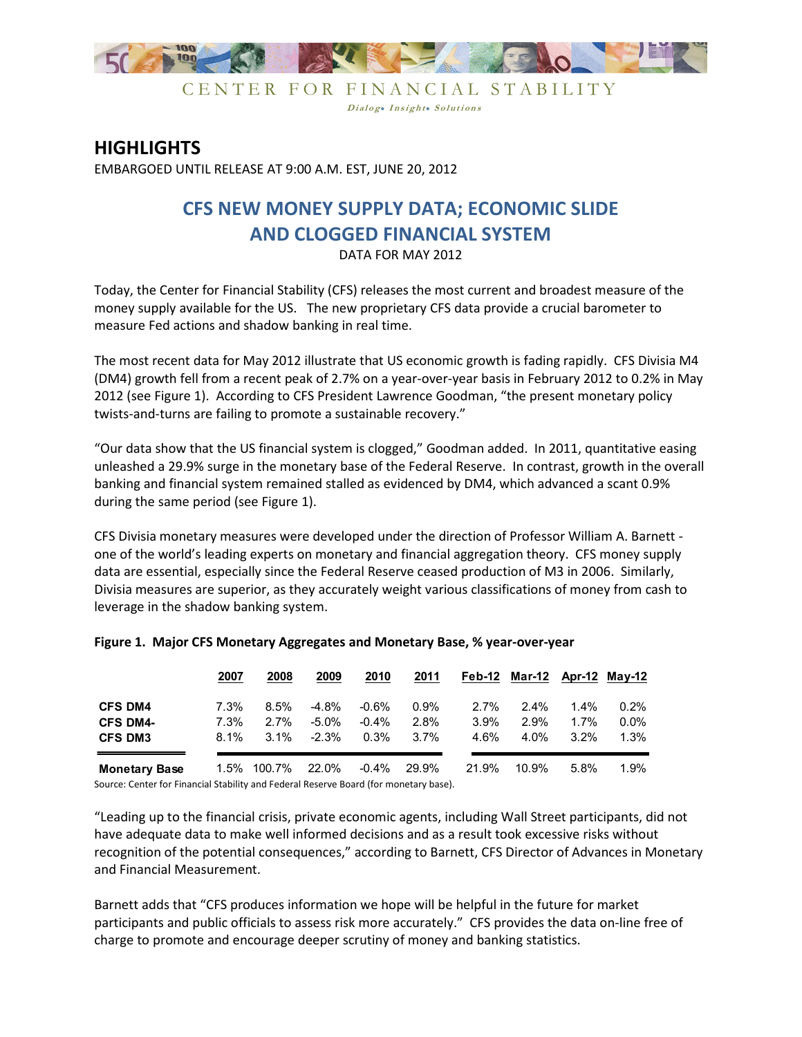CENTER FOR FINANCIAL STABILITY

*Dialog• Insight• Solutions*

## HIGHLIGHTS

EMBARGOED UNTIL RELEASE AT 9:00 A.M. EST, JUNE 20, 2012

# CFS NEW MONEY SUPPLY DATA; ECONOMIC SLIDE AND CLOGGED FINANCIAL SYSTEM

DATA FOR MAY 2012

Today, the Center for Financial Stability (CFS) releases the most current and broadest measure of the money supply available for the US. The new proprietary CFS data provide a crucial barometer to measure Fed actions and shadow banking in real time.

The most recent data for May 2012 illustrate that US economic growth is fading rapidly. CFS Divisia M4 (DM4) growth fell from a recent peak of 2.7% on a year-over-year basis in February 2012 to 0.2% in May 2012 (see Figure 1). According to CFS President Lawrence Goodman, "the present monetary policy twists-and-turns are failing to promote a sustainable recovery."

"Our data show that the US financial system is clogged," Goodman added. In 2011, quantitative easing unleashed a 29.9% surge in the monetary base of the Federal Reserve. In contrast, growth in the overall banking and financial system remained stalled as evidenced by DM4, which advanced a scant 0.9% during the same period (see Figure 1).

CFS Divisia monetary measures were developed under the direction of Professor William A. Barnett - one of the world's leading experts on monetary and financial aggregation theory. CFS money supply data are essential, especially since the Federal Reserve ceased production of M3 in 2006. Similarly, Divisia measures are superior, as they accurately weight various classifications of money from cash to leverage in the shadow banking system.

**Figure 1. Major CFS Monetary Aggregates and Monetary Base, % year-over-year**

| | 2007 | 2008 | 2009 | 2010 | 2011 | Feb-12 | Mar-12 | Apr-12 | May-12 |
|---|---|---|---|---|---|---|---|---|---|
| **CFS DM4** | 7.3% | 8.5% | -4.8% | -0.6% | 0.9% | 2.7% | 2.4% | 1.4% | 0.2% |
| **CFS DM4-** | 7.3% | 2.7% | -5.0% | -0.4% | 2.8% | 3.9% | 2.9% | 1.7% | 0.0% |
| **CFS DM3** | 8.1% | 3.1% | -2.3% | 0.3% | 3.7% | 4.6% | 4.0% | 3.2% | 1.3% |
| **Monetary Base** | 1.5% | 100.7% | 22.0% | -0.4% | 29.9% | 21.9% | 10.9% | 5.8% | 1.9% |

Source: Center for Financial Stability and Federal Reserve Board (for monetary base).

"Leading up to the financial crisis, private economic agents, including Wall Street participants, did not have adequate data to make well informed decisions and as a result took excessive risks without recognition of the potential consequences," according to Barnett, CFS Director of Advances in Monetary and Financial Measurement.

Barnett adds that "CFS produces information we hope will be helpful in the future for market participants and public officials to assess risk more accurately." CFS provides the data on-line free of charge to promote and encourage deeper scrutiny of money and banking statistics.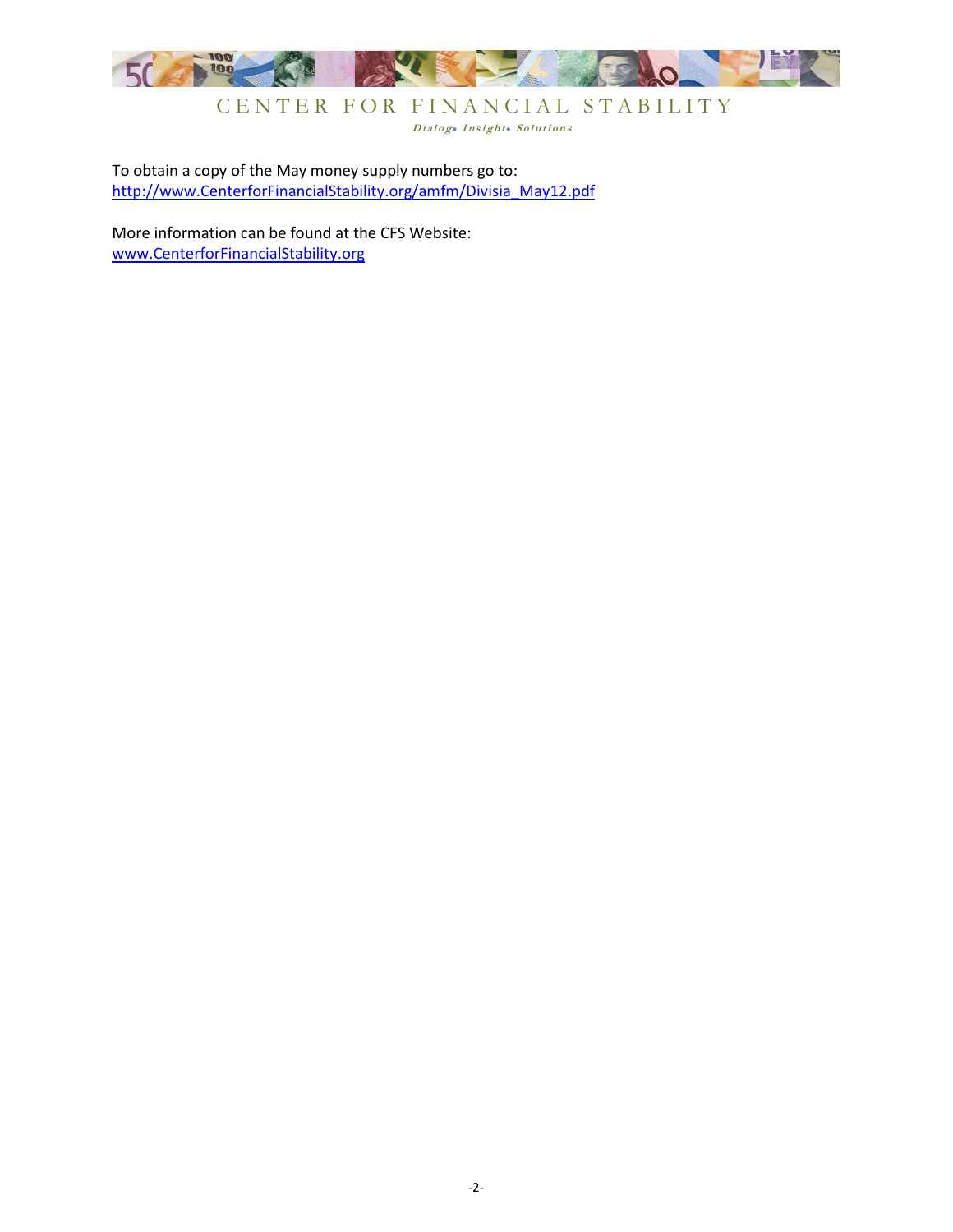To obtain a copy of the May money supply numbers go to:
http://www.CenterforFinancialStability.org/amfm/Divisia_May12.pdf

More information can be found at the CFS Website:
www.CenterforFinancialStability.org